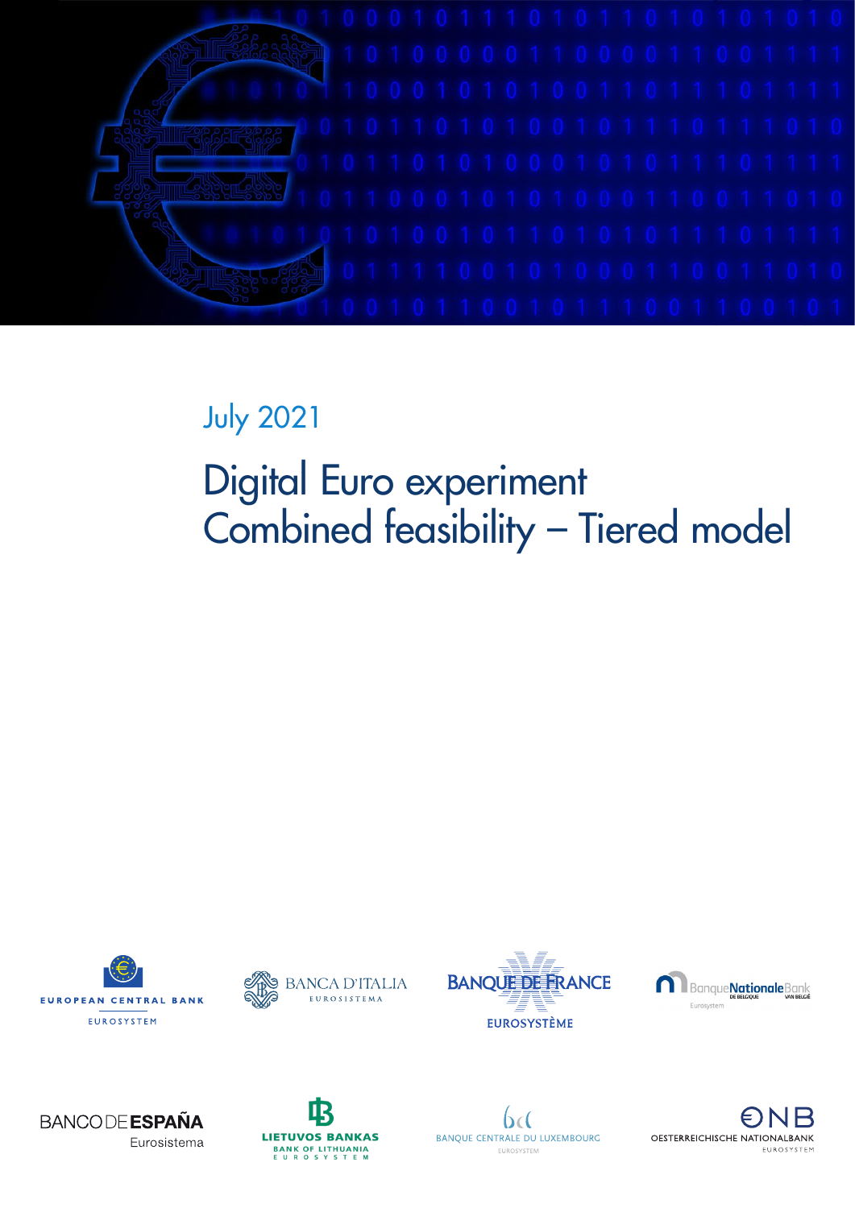July 2021

# Digital Euro experiment
# Combined feasibility – Tiered model

EUROPEAN CENTRAL BANK
EUROSYSTEM

BANCA D'ITALIA
EUROSISTEMA

BANQUE DE FRANCE
EUROSYSTÈME

Banque Nationale Bank
DE BELGIQUE VAN BELGIË
Eurosystem

BANCO DE ESPAÑA
Eurosistema

LIETUVOS BANKAS
BANK OF LITHUANIA
EUROSYSTEM

BANQUE CENTRALE DU LUXEMBOURG
EUROSYSTEM

OESTERREICHISCHE NATIONALBANK
EUROSYSTEM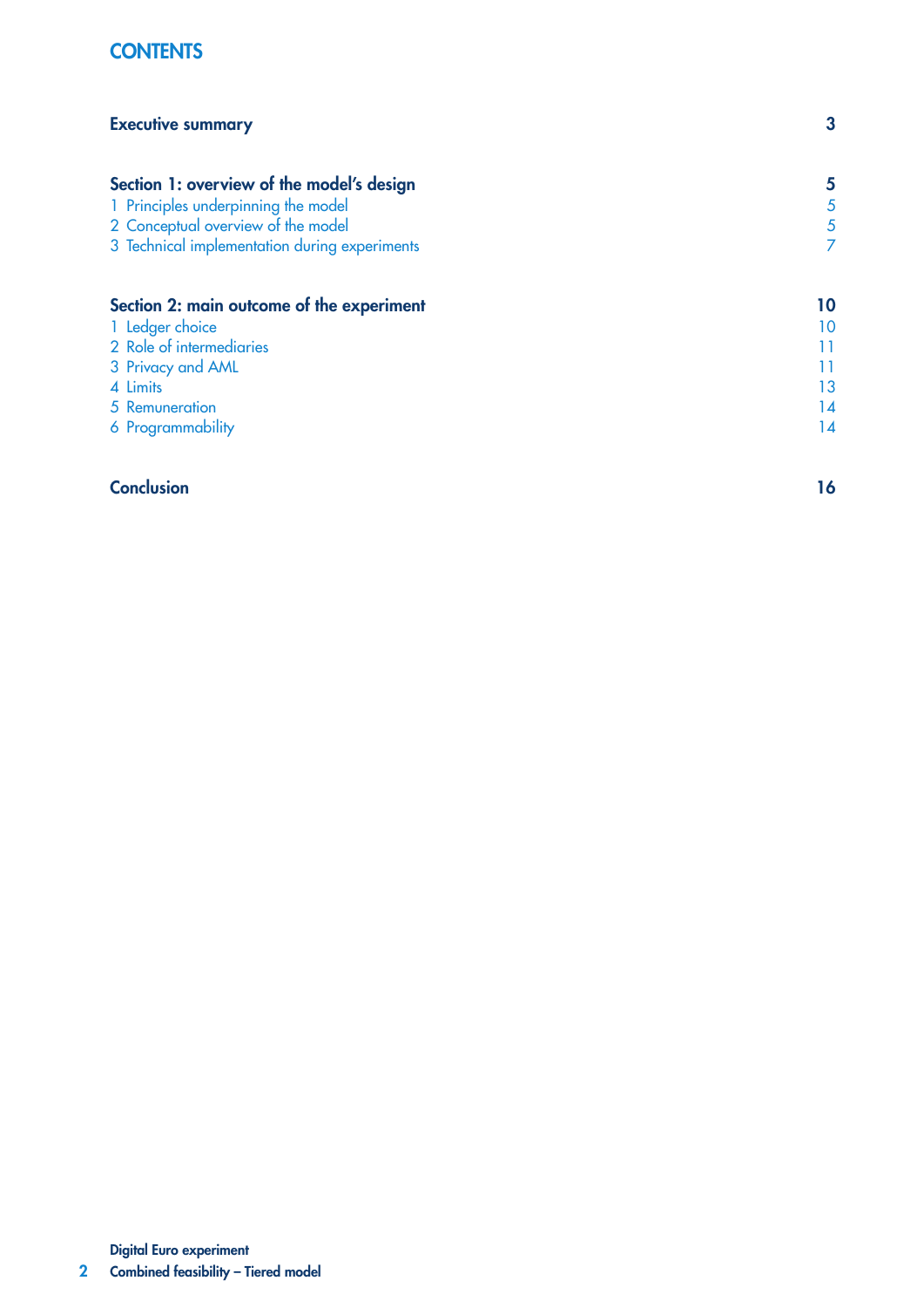# CONTENTS

| | |
|---|---|
| **Executive summary** | **3** |
| **Section 1: overview of the model's design** | **5** |
| 1 Principles underpinning the model | 5 |
| 2 Conceptual overview of the model | 5 |
| 3 Technical implementation during experiments | 7 |
| **Section 2: main outcome of the experiment** | **10** |
| 1 Ledger choice | 10 |
| 2 Role of intermediaries | 11 |
| 3 Privacy and AML | 11 |
| 4 Limits | 13 |
| 5 Remuneration | 14 |
| 6 Programmability | 14 |
| **Conclusion** | **16** |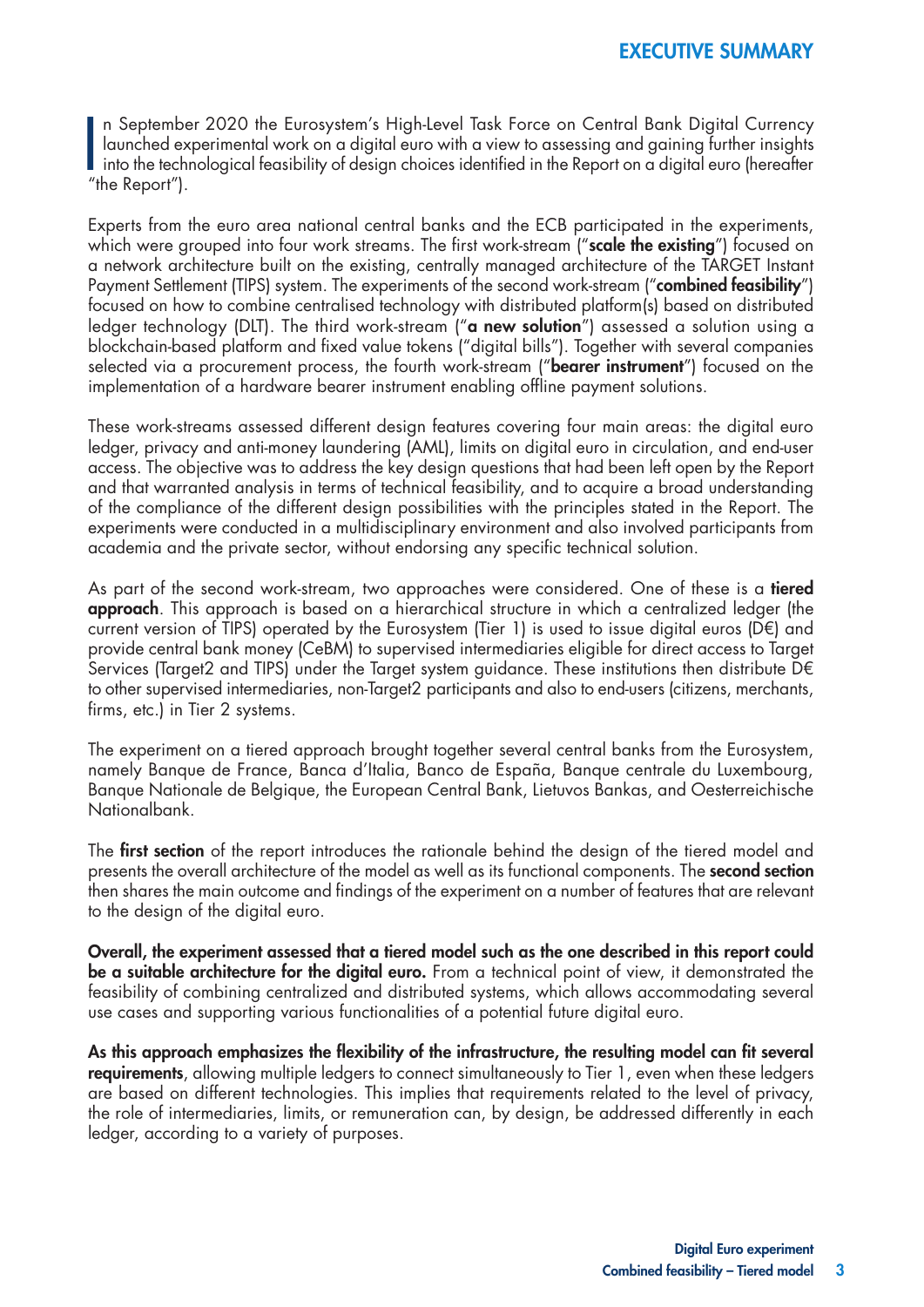# EXECUTIVE SUMMARY

In September 2020 the Eurosystem's High-Level Task Force on Central Bank Digital Currency launched experimental work on a digital euro with a view to assessing and gaining further insights into the technological feasibility of design choices identified in the Report on a digital euro (hereafter "the Report").

Experts from the euro area national central banks and the ECB participated in the experiments, which were grouped into four work streams. The first work-stream ("**scale the existing**") focused on a network architecture built on the existing, centrally managed architecture of the TARGET Instant Payment Settlement (TIPS) system. The experiments of the second work-stream ("**combined feasibility**") focused on how to combine centralised technology with distributed platform(s) based on distributed ledger technology (DLT). The third work-stream ("**a new solution**") assessed a solution using a blockchain-based platform and fixed value tokens ("digital bills"). Together with several companies selected via a procurement process, the fourth work-stream ("**bearer instrument**") focused on the implementation of a hardware bearer instrument enabling offline payment solutions.

These work-streams assessed different design features covering four main areas: the digital euro ledger, privacy and anti-money laundering (AML), limits on digital euro in circulation, and end-user access. The objective was to address the key design questions that had been left open by the Report and that warranted analysis in terms of technical feasibility, and to acquire a broad understanding of the compliance of the different design possibilities with the principles stated in the Report. The experiments were conducted in a multidisciplinary environment and also involved participants from academia and the private sector, without endorsing any specific technical solution.

As part of the second work-stream, two approaches were considered. One of these is a **tiered approach**. This approach is based on a hierarchical structure in which a centralized ledger (the current version of TIPS) operated by the Eurosystem (Tier 1) is used to issue digital euros (D€) and provide central bank money (CeBM) to supervised intermediaries eligible for direct access to Target Services (Target2 and TIPS) under the Target system guidance. These institutions then distribute D€ to other supervised intermediaries, non-Target2 participants and also to end-users (citizens, merchants, firms, etc.) in Tier 2 systems.

The experiment on a tiered approach brought together several central banks from the Eurosystem, namely Banque de France, Banca d'Italia, Banco de España, Banque centrale du Luxembourg, Banque Nationale de Belgique, the European Central Bank, Lietuvos Bankas, and Oesterreichische Nationalbank.

The **first section** of the report introduces the rationale behind the design of the tiered model and presents the overall architecture of the model as well as its functional components. The **second section** then shares the main outcome and findings of the experiment on a number of features that are relevant to the design of the digital euro.

**Overall, the experiment assessed that a tiered model such as the one described in this report could be a suitable architecture for the digital euro.** From a technical point of view, it demonstrated the feasibility of combining centralized and distributed systems, which allows accommodating several use cases and supporting various functionalities of a potential future digital euro.

**As this approach emphasizes the flexibility of the infrastructure, the resulting model can fit several requirements**, allowing multiple ledgers to connect simultaneously to Tier 1, even when these ledgers are based on different technologies. This implies that requirements related to the level of privacy, the role of intermediaries, limits, or remuneration can, by design, be addressed differently in each ledger, according to a variety of purposes.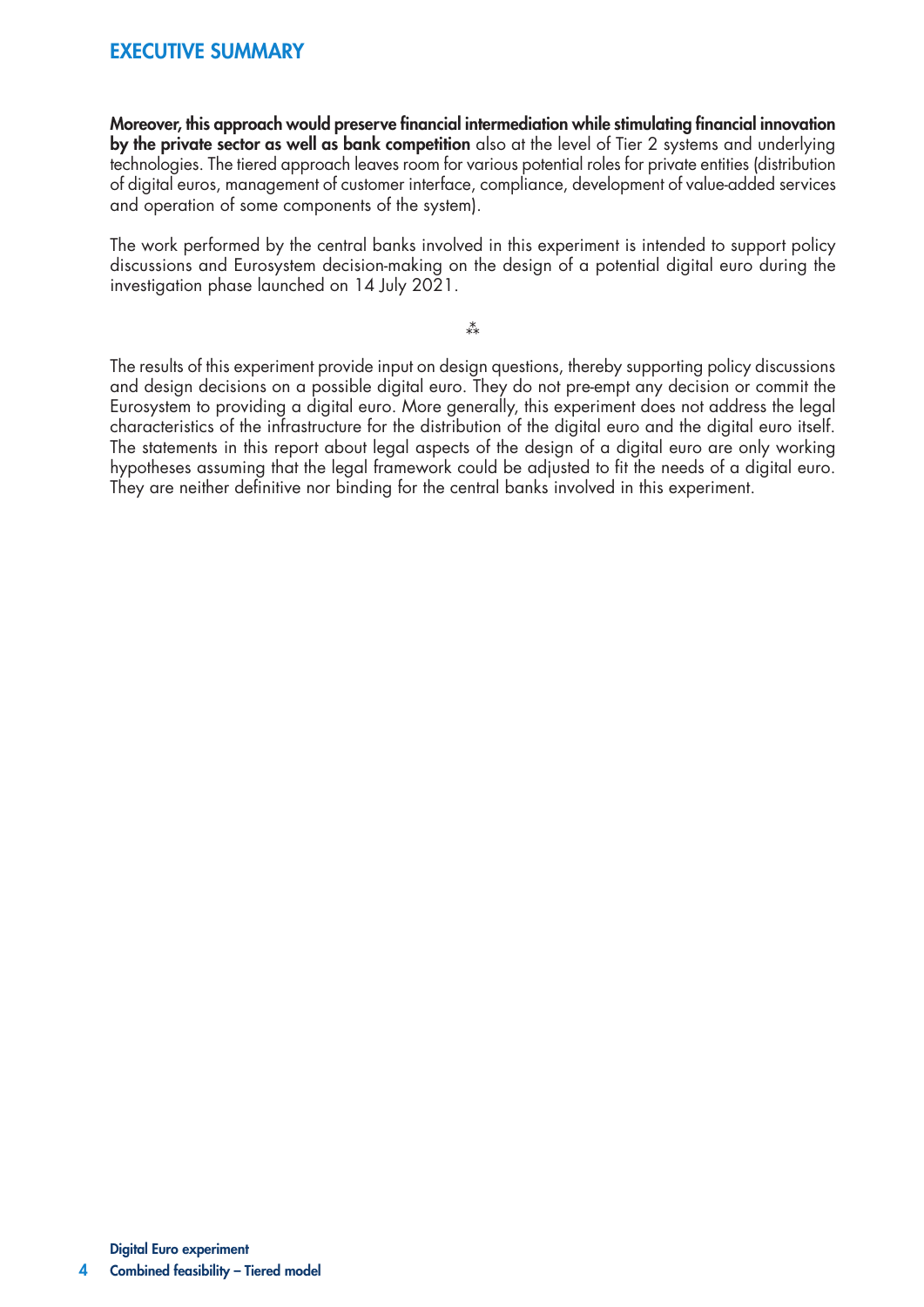## EXECUTIVE SUMMARY

**Moreover, this approach would preserve financial intermediation while stimulating financial innovation by the private sector as well as bank competition** also at the level of Tier 2 systems and underlying technologies. The tiered approach leaves room for various potential roles for private entities (distribution of digital euros, management of customer interface, compliance, development of value-added services and operation of some components of the system).

The work performed by the central banks involved in this experiment is intended to support policy discussions and Eurosystem decision-making on the design of a potential digital euro during the investigation phase launched on 14 July 2021.

⁂

The results of this experiment provide input on design questions, thereby supporting policy discussions and design decisions on a possible digital euro. They do not pre-empt any decision or commit the Eurosystem to providing a digital euro. More generally, this experiment does not address the legal characteristics of the infrastructure for the distribution of the digital euro and the digital euro itself. The statements in this report about legal aspects of the design of a digital euro are only working hypotheses assuming that the legal framework could be adjusted to fit the needs of a digital euro. They are neither definitive nor binding for the central banks involved in this experiment.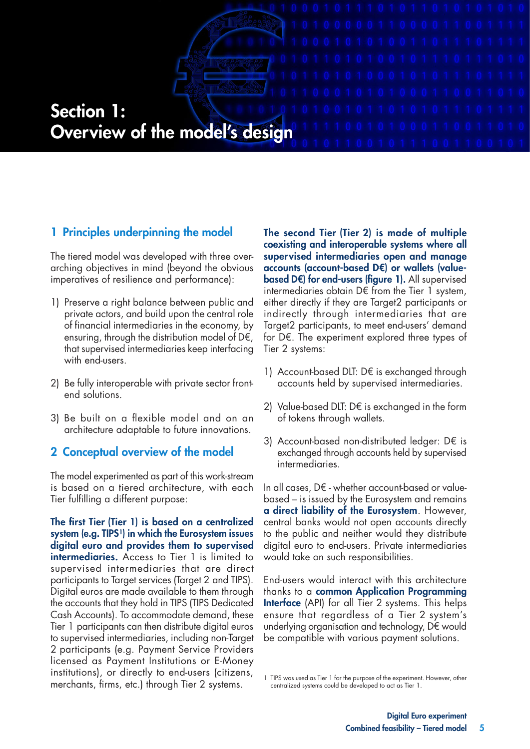# Section 1: Overview of the model's design

## 1 Principles underpinning the model

The tiered model was developed with three over-arching objectives in mind (beyond the obvious imperatives of resilience and performance):

1) Preserve a right balance between public and private actors, and build upon the central role of financial intermediaries in the economy, by ensuring, through the distribution model of D€, that supervised intermediaries keep interfacing with end-users.

2) Be fully interoperable with private sector front-end solutions.

3) Be built on a flexible model and on an architecture adaptable to future innovations.

## 2 Conceptual overview of the model

The model experimented as part of this work-stream is based on a tiered architecture, with each Tier fulfilling a different purpose:

**The first Tier (Tier 1) is based on a centralized system (e.g. TIPS[1]) in which the Eurosystem issues digital euro and provides them to supervised intermediaries.** Access to Tier 1 is limited to supervised intermediaries that are direct participants to Target services (Target 2 and TIPS). Digital euros are made available to them through the accounts that they hold in TIPS (TIPS Dedicated Cash Accounts). To accommodate demand, these Tier 1 participants can then distribute digital euros to supervised intermediaries, including non-Target 2 participants (e.g. Payment Service Providers licensed as Payment Institutions or E-Money institutions), or directly to end-users (citizens, merchants, firms, etc.) through Tier 2 systems.

**The second Tier (Tier 2) is made of multiple coexisting and interoperable systems where all supervised intermediaries open and manage accounts (account-based D€) or wallets (value-based D€) for end-users (figure 1).** All supervised intermediaries obtain D€ from the Tier 1 system, either directly if they are Target2 participants or indirectly through intermediaries that are Target2 participants, to meet end-users' demand for D€. The experiment explored three types of Tier 2 systems:

1) Account-based DLT: D€ is exchanged through accounts held by supervised intermediaries.

2) Value-based DLT: D€ is exchanged in the form of tokens through wallets.

3) Account-based non-distributed ledger: D€ is exchanged through accounts held by supervised intermediaries.

In all cases, D€ - whether account-based or value-based – is issued by the Eurosystem and remains **a direct liability of the Eurosystem**. However, central banks would not open accounts directly to the public and neither would they distribute digital euro to end-users. Private intermediaries would take on such responsibilities.

End-users would interact with this architecture thanks to a **common Application Programming Interface** (API) for all Tier 2 systems. This helps ensure that regardless of a Tier 2 system's underlying organisation and technology, D€ would be compatible with various payment solutions.

[1] TIPS was used as Tier 1 for the purpose of the experiment. However, other centralized systems could be developed to act as Tier 1.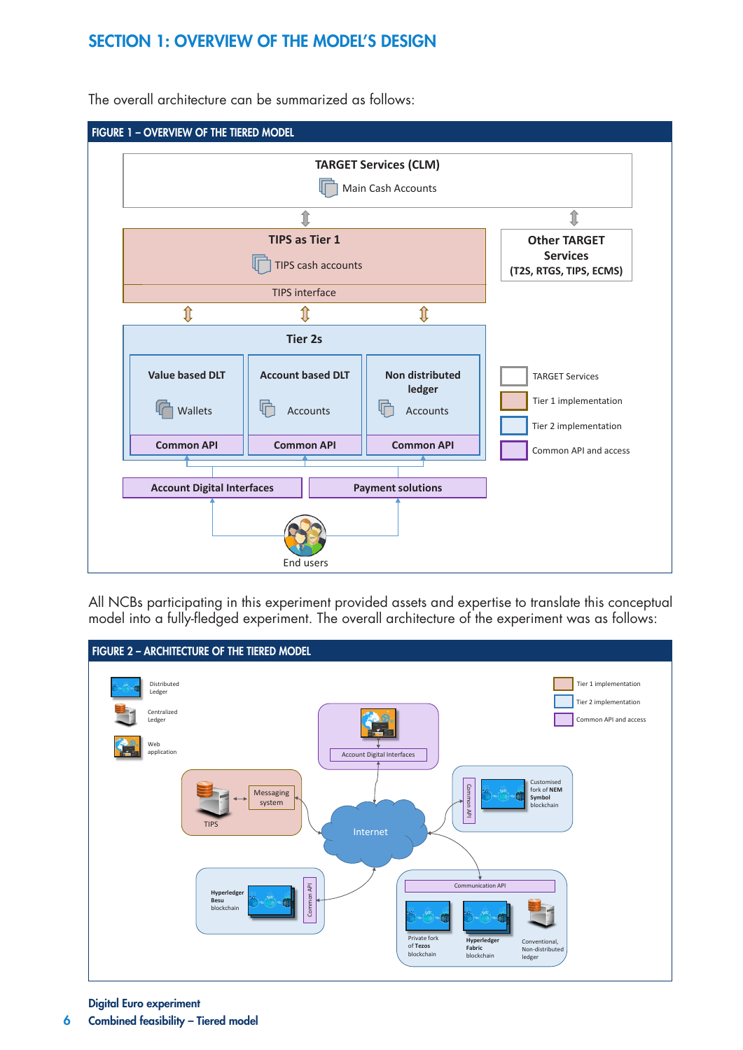## SECTION 1: OVERVIEW OF THE MODEL'S DESIGN

The overall architecture can be summarized as follows:

**FIGURE 1 – OVERVIEW OF THE TIERED MODEL**

TARGET Services (CLM)
Main Cash Accounts

TIPS as Tier 1
TIPS cash accounts
TIPS interface

Other TARGET Services (T2S, RTGS, TIPS, ECMS)

Tier 2s

| Value based DLT | Account based DLT | Non distributed ledger |
|---|---|---|
| Wallets | Accounts | Accounts |
| Common API | Common API | Common API |

Account Digital Interfaces | Payment solutions

End users

TARGET Services
Tier 1 implementation
Tier 2 implementation
Common API and access

All NCBs participating in this experiment provided assets and expertise to translate this conceptual model into a fully-fledged experiment. The overall architecture of the experiment was as follows:

**FIGURE 2 – ARCHITECTURE OF THE TIERED MODEL**

Distributed Ledger
Centralized Ledger
Web application

Tier 1 implementation
Tier 2 implementation
Common API and access

Account Digital Interfaces

TIPS
Messaging system

Internet

Common API
Customised fork of NEM Symbol blockchain

Hyperledger Besu blockchain
Common API

Communication API
Private fork of Tezos blockchain
Hyperledger Fabric blockchain
Conventional, Non-distributed ledger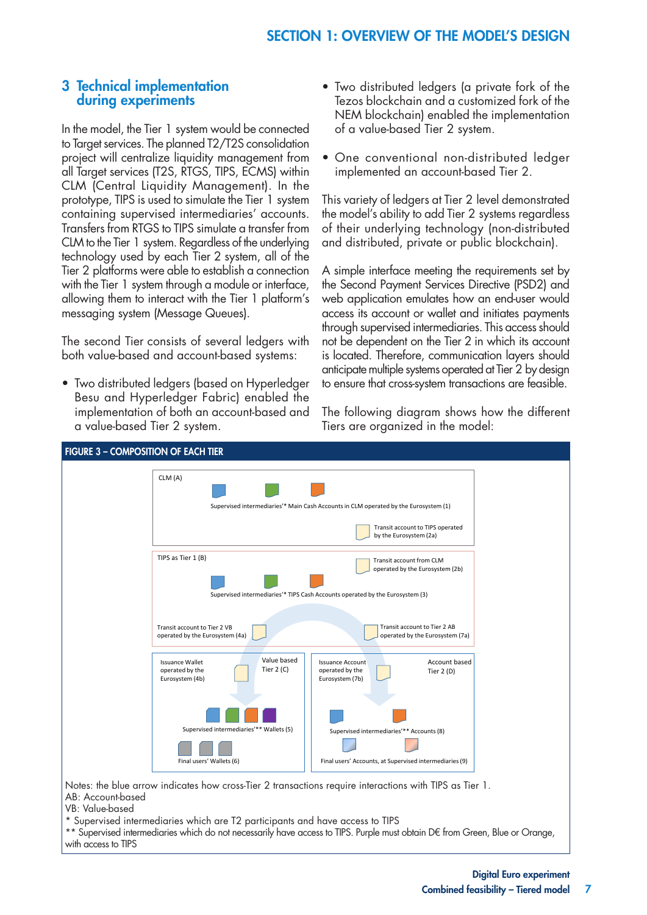## 3 Technical implementation during experiments

In the model, the Tier 1 system would be connected to Target services. The planned T2/T2S consolidation project will centralize liquidity management from all Target services (T2S, RTGS, TIPS, ECMS) within CLM (Central Liquidity Management). In the prototype, TIPS is used to simulate the Tier 1 system containing supervised intermediaries' accounts. Transfers from RTGS to TIPS simulate a transfer from CLM to the Tier 1 system. Regardless of the underlying technology used by each Tier 2 system, all of the Tier 2 platforms were able to establish a connection with the Tier 1 system through a module or interface, allowing them to interact with the Tier 1 platform's messaging system (Message Queues).

The second Tier consists of several ledgers with both value-based and account-based systems:

- Two distributed ledgers (based on Hyperledger Besu and Hyperledger Fabric) enabled the implementation of both an account-based and a value-based Tier 2 system.
- Two distributed ledgers (a private fork of the Tezos blockchain and a customized fork of the NEM blockchain) enabled the implementation of a value-based Tier 2 system.
- One conventional non-distributed ledger implemented an account-based Tier 2.

This variety of ledgers at Tier 2 level demonstrated the model's ability to add Tier 2 systems regardless of their underlying technology (non-distributed and distributed, private or public blockchain).

A simple interface meeting the requirements set by the Second Payment Services Directive (PSD2) and web application emulates how an end-user would access its account or wallet and initiates payments through supervised intermediaries. This access should not be dependent on the Tier 2 in which its account is located. Therefore, communication layers should anticipate multiple systems operated at Tier 2 by design to ensure that cross-system transactions are feasible.

The following diagram shows how the different Tiers are organized in the model:

**FIGURE 3 – COMPOSITION OF EACH TIER**

CLM (A)

Supervised intermediaries'* Main Cash Accounts in CLM operated by the Eurosystem (1)

Transit account to TIPS operated by the Eurosystem (2a)

TIPS as Tier 1 (B)

Transit account from CLM operated by the Eurosystem (2b)

Supervised intermediaries'* TIPS Cash Accounts operated by the Eurosystem (3)

Transit account to Tier 2 VB operated by the Eurosystem (4a)

Transit account to Tier 2 AB operated by the Eurosystem (7a)

Value based Tier 2 (C)

Issuance Wallet operated by the Eurosystem (4b)

Supervised intermediaries'** Wallets (5)

Final users' Wallets (6)

Account based Tier 2 (D)

Issuance Account operated by the Eurosystem (7b)

Supervised intermediaries'** Accounts (8)

Final users' Accounts, at Supervised intermediaries (9)

Notes: the blue arrow indicates how cross-Tier 2 transactions require interactions with TIPS as Tier 1.
AB: Account-based
VB: Value-based
* Supervised intermediaries which are T2 participants and have access to TIPS
** Supervised intermediaries which do not necessarily have access to TIPS. Purple must obtain D€ from Green, Blue or Orange, with access to TIPS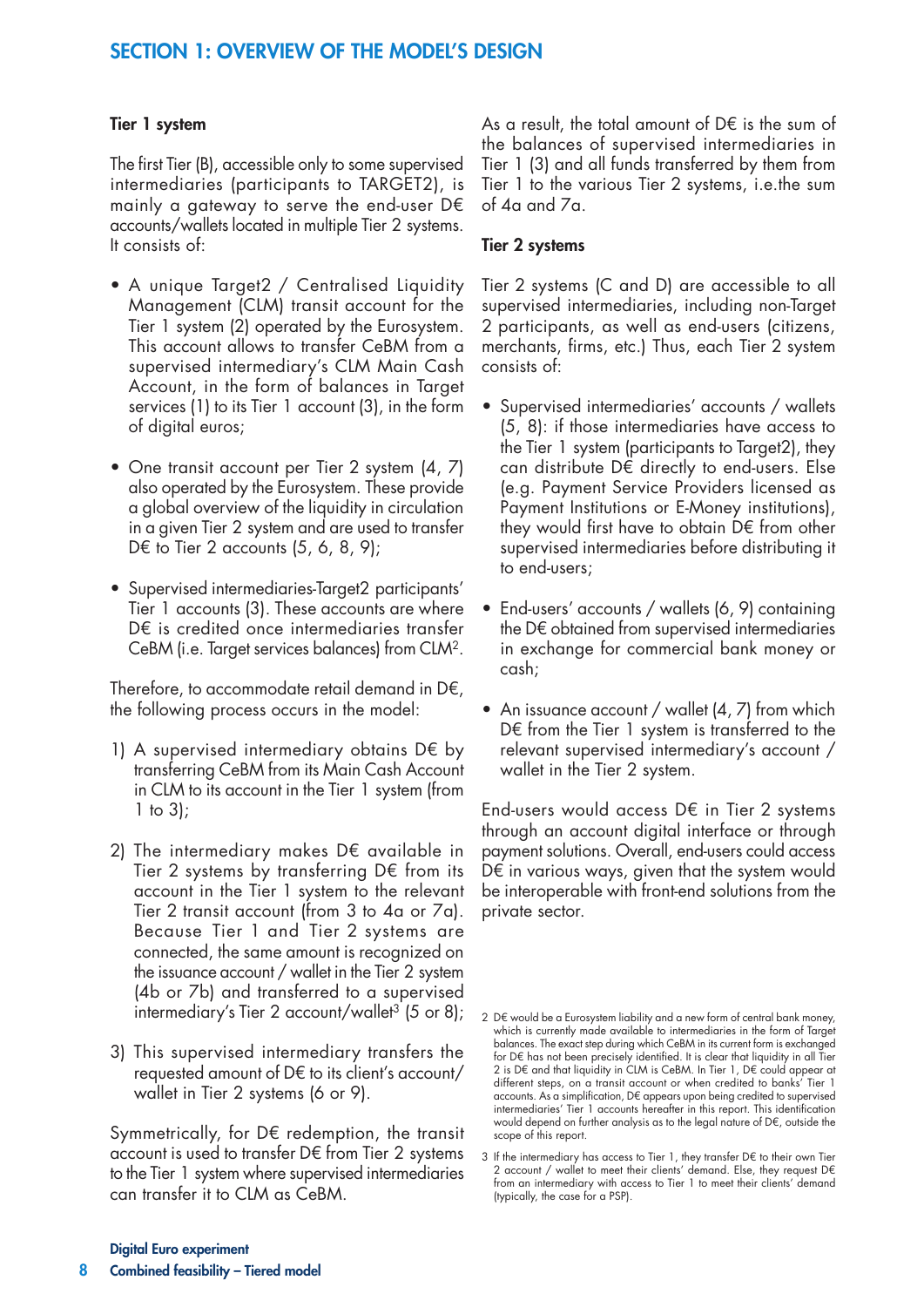## SECTION 1: OVERVIEW OF THE MODEL'S DESIGN

**Tier 1 system**

The first Tier (B), accessible only to some supervised intermediaries (participants to TARGET2), is mainly a gateway to serve the end-user D€ accounts/wallets located in multiple Tier 2 systems. It consists of:

- A unique Target2 / Centralised Liquidity Management (CLM) transit account for the Tier 1 system (2) operated by the Eurosystem. This account allows to transfer CeBM from a supervised intermediary's CLM Main Cash Account, in the form of balances in Target services (1) to its Tier 1 account (3), in the form of digital euros;
- One transit account per Tier 2 system (4, 7) also operated by the Eurosystem. These provide a global overview of the liquidity in circulation in a given Tier 2 system and are used to transfer D€ to Tier 2 accounts (5, 6, 8, 9);
- Supervised intermediaries-Target2 participants' Tier 1 accounts (3). These accounts are where D€ is credited once intermediaries transfer CeBM (i.e. Target services balances) from CLM[2].

Therefore, to accommodate retail demand in D€, the following process occurs in the model:

1) A supervised intermediary obtains D€ by transferring CeBM from its Main Cash Account in CLM to its account in the Tier 1 system (from 1 to 3);
2) The intermediary makes D€ available in Tier 2 systems by transferring D€ from its account in the Tier 1 system to the relevant Tier 2 transit account (from 3 to 4a or 7a). Because Tier 1 and Tier 2 systems are connected, the same amount is recognized on the issuance account / wallet in the Tier 2 system (4b or 7b) and transferred to a supervised intermediary's Tier 2 account/wallet[3] (5 or 8);
3) This supervised intermediary transfers the requested amount of D€ to its client's account/ wallet in Tier 2 systems (6 or 9).

Symmetrically, for D€ redemption, the transit account is used to transfer D€ from Tier 2 systems to the Tier 1 system where supervised intermediaries can transfer it to CLM as CeBM.

As a result, the total amount of D€ is the sum of the balances of supervised intermediaries in Tier 1 (3) and all funds transferred by them from Tier 1 to the various Tier 2 systems, i.e.the sum of 4a and 7a.

**Tier 2 systems**

Tier 2 systems (C and D) are accessible to all supervised intermediaries, including non-Target 2 participants, as well as end-users (citizens, merchants, firms, etc.) Thus, each Tier 2 system consists of:

- Supervised intermediaries' accounts / wallets (5, 8): if those intermediaries have access to the Tier 1 system (participants to Target2), they can distribute D€ directly to end-users. Else (e.g. Payment Service Providers licensed as Payment Institutions or E-Money institutions), they would first have to obtain D€ from other supervised intermediaries before distributing it to end-users;
- End-users' accounts / wallets (6, 9) containing the D€ obtained from supervised intermediaries in exchange for commercial bank money or cash;
- An issuance account / wallet (4, 7) from which D€ from the Tier 1 system is transferred to the relevant supervised intermediary's account / wallet in the Tier 2 system.

End-users would access D€ in Tier 2 systems through an account digital interface or through payment solutions. Overall, end-users could access D€ in various ways, given that the system would be interoperable with front-end solutions from the private sector.

[2] D€ would be a Eurosystem liability and a new form of central bank money, which is currently made available to intermediaries in the form of Target balances. The exact step during which CeBM in its current form is exchanged for D€ has not been precisely identified. It is clear that liquidity in all Tier 2 is D€ and that liquidity in CLM is CeBM. In Tier 1, D€ could appear at different steps, on a transit account or when credited to banks' Tier 1 accounts. As a simplification, D€ appears upon being credited to supervised intermediaries' Tier 1 accounts hereafter in this report. This identification would depend on further analysis as to the legal nature of D€, outside the scope of this report.

[3] If the intermediary has access to Tier 1, they transfer D€ to their own Tier 2 account / wallet to meet their clients' demand. Else, they request D€ from an intermediary with access to Tier 1 to meet their clients' demand (typically, the case for a PSP).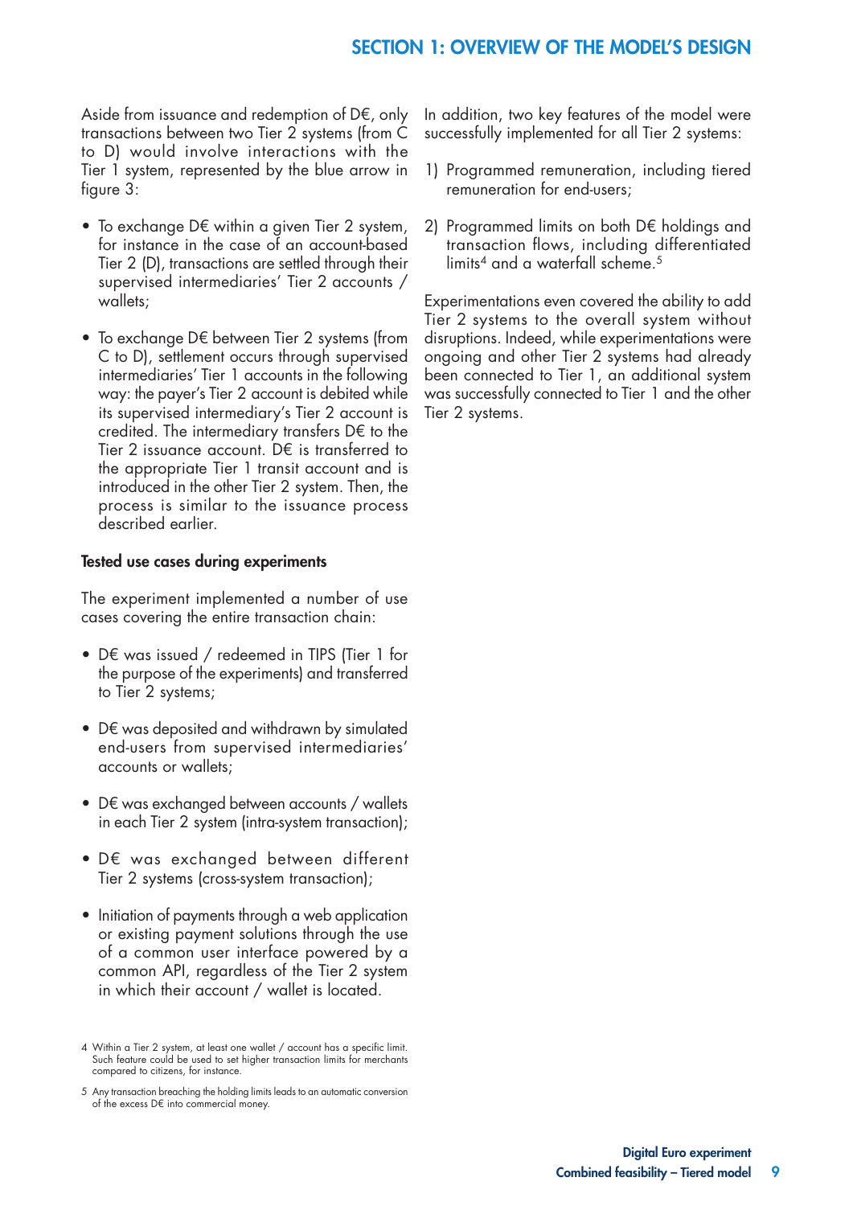Aside from issuance and redemption of D€, only transactions between two Tier 2 systems (from C to D) would involve interactions with the Tier 1 system, represented by the blue arrow in figure 3:

- To exchange D€ within a given Tier 2 system, for instance in the case of an account-based Tier 2 (D), transactions are settled through their supervised intermediaries' Tier 2 accounts / wallets;
- To exchange D€ between Tier 2 systems (from C to D), settlement occurs through supervised intermediaries' Tier 1 accounts in the following way: the payer's Tier 2 account is debited while its supervised intermediary's Tier 2 account is credited. The intermediary transfers D€ to the Tier 2 issuance account. D€ is transferred to the appropriate Tier 1 transit account and is introduced in the other Tier 2 system. Then, the process is similar to the issuance process described earlier.

#### Tested use cases during experiments

The experiment implemented a number of use cases covering the entire transaction chain:

- D€ was issued / redeemed in TIPS (Tier 1 for the purpose of the experiments) and transferred to Tier 2 systems;
- D€ was deposited and withdrawn by simulated end-users from supervised intermediaries' accounts or wallets;
- D€ was exchanged between accounts / wallets in each Tier 2 system (intra-system transaction);
- D€ was exchanged between different Tier 2 systems (cross-system transaction);
- Initiation of payments through a web application or existing payment solutions through the use of a common user interface powered by a common API, regardless of the Tier 2 system in which their account / wallet is located.

In addition, two key features of the model were successfully implemented for all Tier 2 systems:

1) Programmed remuneration, including tiered remuneration for end-users;
2) Programmed limits on both D€ holdings and transaction flows, including differentiated limits[4] and a waterfall scheme.[5]

Experimentations even covered the ability to add Tier 2 systems to the overall system without disruptions. Indeed, while experimentations were ongoing and other Tier 2 systems had already been connected to Tier 1, an additional system was successfully connected to Tier 1 and the other Tier 2 systems.

4 Within a Tier 2 system, at least one wallet / account has a specific limit. Such feature could be used to set higher transaction limits for merchants compared to citizens, for instance.

5 Any transaction breaching the holding limits leads to an automatic conversion of the excess D€ into commercial money.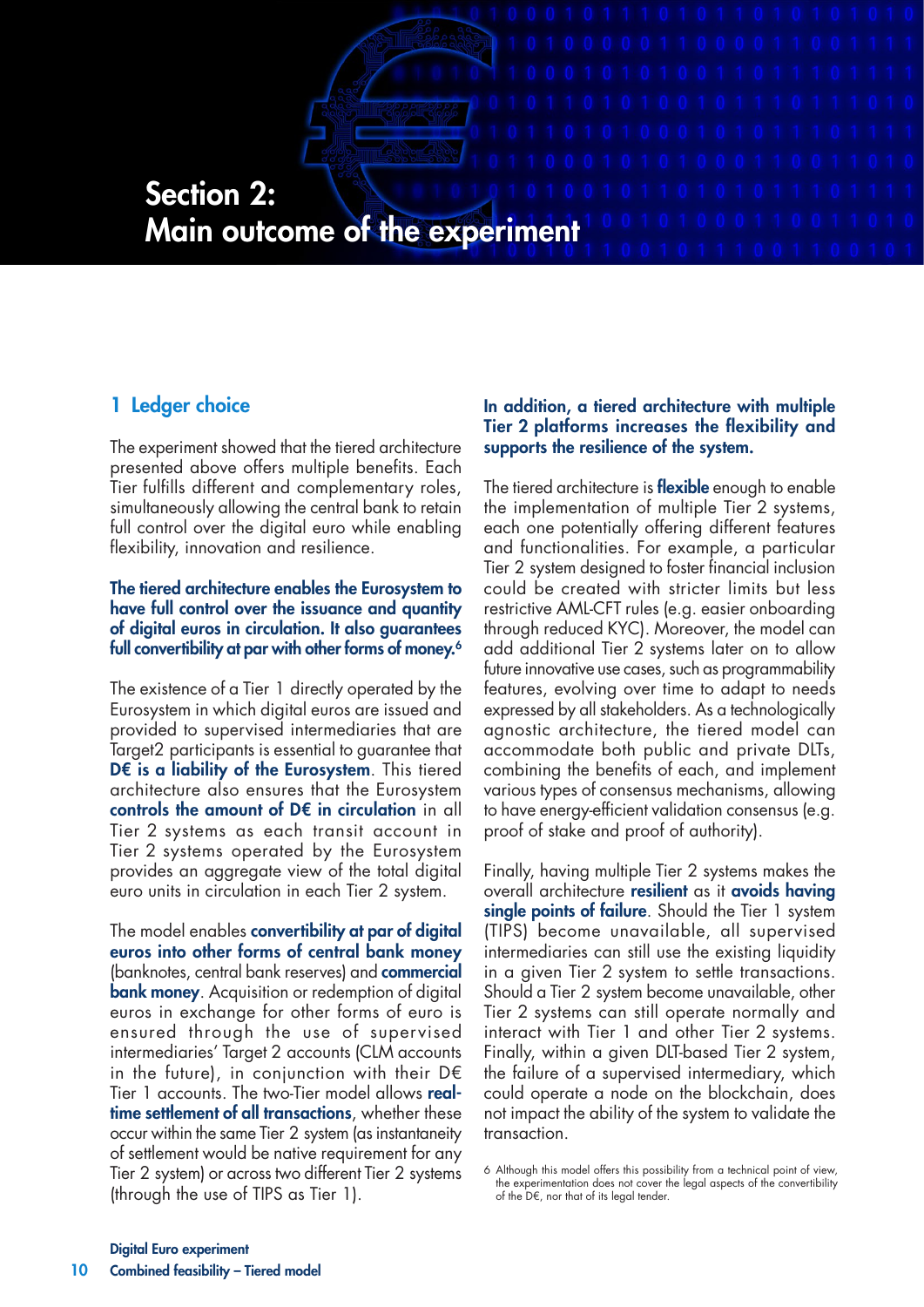# Section 2: Main outcome of the experiment

## 1 Ledger choice

The experiment showed that the tiered architecture presented above offers multiple benefits. Each Tier fulfills different and complementary roles, simultaneously allowing the central bank to retain full control over the digital euro while enabling flexibility, innovation and resilience.

**The tiered architecture enables the Eurosystem to have full control over the issuance and quantity of digital euros in circulation. It also guarantees full convertibility at par with other forms of money.[6]**

The existence of a Tier 1 directly operated by the Eurosystem in which digital euros are issued and provided to supervised intermediaries that are Target2 participants is essential to guarantee that **D€ is a liability of the Eurosystem**. This tiered architecture also ensures that the Eurosystem **controls the amount of D€ in circulation** in all Tier 2 systems as each transit account in Tier 2 systems operated by the Eurosystem provides an aggregate view of the total digital euro units in circulation in each Tier 2 system.

The model enables **convertibility at par of digital euros into other forms of central bank money** (banknotes, central bank reserves) and **commercial bank money**. Acquisition or redemption of digital euros in exchange for other forms of euro is ensured through the use of supervised intermediaries' Target 2 accounts (CLM accounts in the future), in conjunction with their D€ Tier 1 accounts. The two-Tier model allows **real-time settlement of all transactions**, whether these occur within the same Tier 2 system (as instantaneity of settlement would be native requirement for any Tier 2 system) or across two different Tier 2 systems (through the use of TIPS as Tier 1).

**In addition, a tiered architecture with multiple Tier 2 platforms increases the flexibility and supports the resilience of the system.**

The tiered architecture is **flexible** enough to enable the implementation of multiple Tier 2 systems, each one potentially offering different features and functionalities. For example, a particular Tier 2 system designed to foster financial inclusion could be created with stricter limits but less restrictive AML-CFT rules (e.g. easier onboarding through reduced KYC). Moreover, the model can add additional Tier 2 systems later on to allow future innovative use cases, such as programmability features, evolving over time to adapt to needs expressed by all stakeholders. As a technologically agnostic architecture, the tiered model can accommodate both public and private DLTs, combining the benefits of each, and implement various types of consensus mechanisms, allowing to have energy-efficient validation consensus (e.g. proof of stake and proof of authority).

Finally, having multiple Tier 2 systems makes the overall architecture **resilient** as it **avoids having single points of failure**. Should the Tier 1 system (TIPS) become unavailable, all supervised intermediaries can still use the existing liquidity in a given Tier 2 system to settle transactions. Should a Tier 2 system become unavailable, other Tier 2 systems can still operate normally and interact with Tier 1 and other Tier 2 systems. Finally, within a given DLT-based Tier 2 system, the failure of a supervised intermediary, which could operate a node on the blockchain, does not impact the ability of the system to validate the transaction.

6 Although this model offers this possibility from a technical point of view, the experimentation does not cover the legal aspects of the convertibility of the D€, nor that of its legal tender.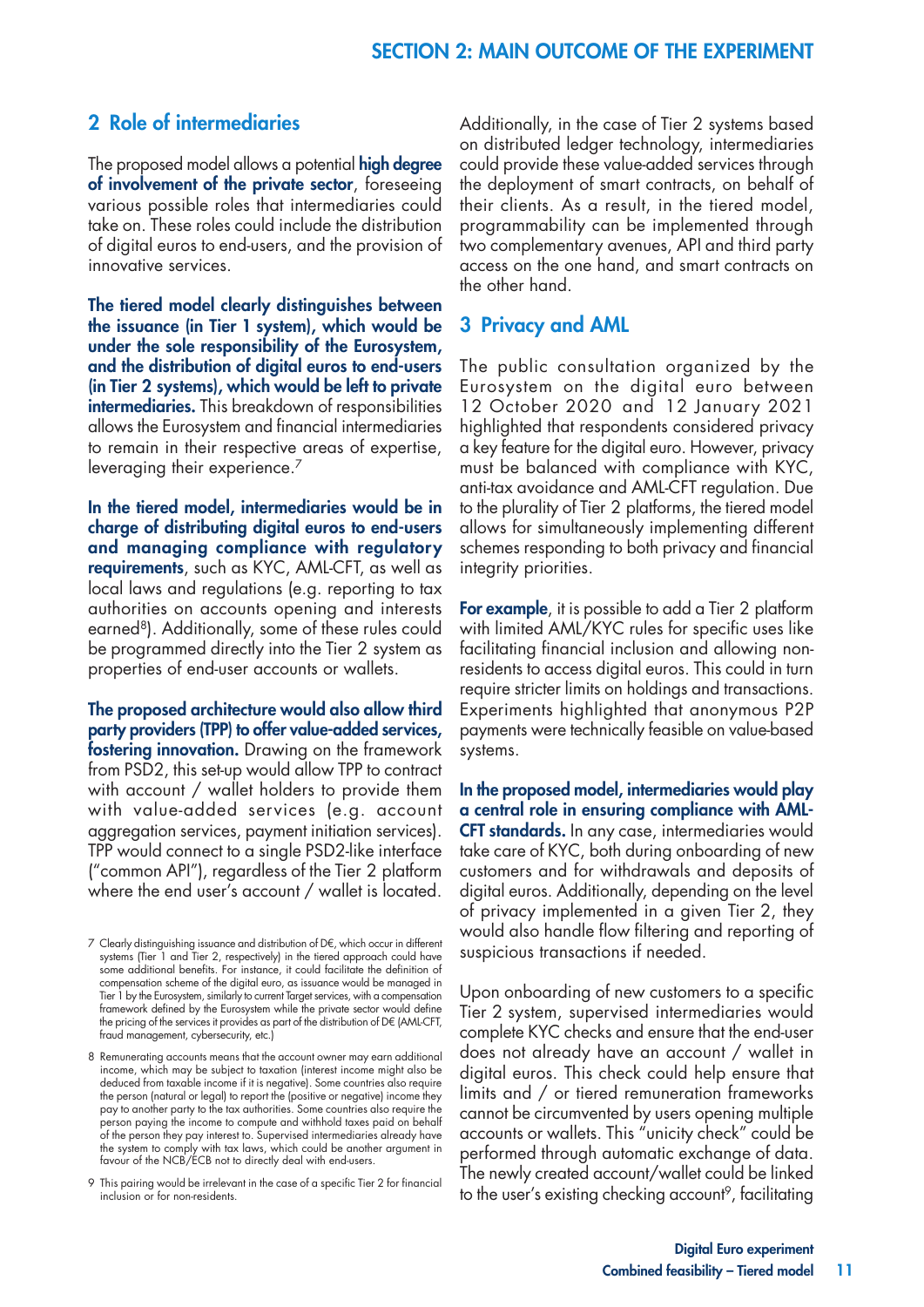## 2 Role of intermediaries

The proposed model allows a potential **high degree of involvement of the private sector**, foreseeing various possible roles that intermediaries could take on. These roles could include the distribution of digital euros to end-users, and the provision of innovative services.

**The tiered model clearly distinguishes between the issuance (in Tier 1 system), which would be under the sole responsibility of the Eurosystem, and the distribution of digital euros to end-users (in Tier 2 systems), which would be left to private intermediaries.** This breakdown of responsibilities allows the Eurosystem and financial intermediaries to remain in their respective areas of expertise, leveraging their experience.[7]

**In the tiered model, intermediaries would be in charge of distributing digital euros to end-users and managing compliance with regulatory requirements**, such as KYC, AML-CFT, as well as local laws and regulations (e.g. reporting to tax authorities on accounts opening and interests earned[8]). Additionally, some of these rules could be programmed directly into the Tier 2 system as properties of end-user accounts or wallets.

**The proposed architecture would also allow third party providers (TPP) to offer value-added services, fostering innovation.** Drawing on the framework from PSD2, this set-up would allow TPP to contract with account / wallet holders to provide them with value-added services (e.g. account aggregation services, payment initiation services). TPP would connect to a single PSD2-like interface ("common API"), regardless of the Tier 2 platform where the end user's account / wallet is located.

Additionally, in the case of Tier 2 systems based on distributed ledger technology, intermediaries could provide these value-added services through the deployment of smart contracts, on behalf of their clients. As a result, in the tiered model, programmability can be implemented through two complementary avenues, API and third party access on the one hand, and smart contracts on the other hand.

## 3 Privacy and AML

The public consultation organized by the Eurosystem on the digital euro between 12 October 2020 and 12 January 2021 highlighted that respondents considered privacy a key feature for the digital euro. However, privacy must be balanced with compliance with KYC, anti-tax avoidance and AML-CFT regulation. Due to the plurality of Tier 2 platforms, the tiered model allows for simultaneously implementing different schemes responding to both privacy and financial integrity priorities.

**For example**, it is possible to add a Tier 2 platform with limited AML/KYC rules for specific uses like facilitating financial inclusion and allowing non-residents to access digital euros. This could in turn require stricter limits on holdings and transactions. Experiments highlighted that anonymous P2P payments were technically feasible on value-based systems.

**In the proposed model, intermediaries would play a central role in ensuring compliance with AML-CFT standards.** In any case, intermediaries would take care of KYC, both during onboarding of new customers and for withdrawals and deposits of digital euros. Additionally, depending on the level of privacy implemented in a given Tier 2, they would also handle flow filtering and reporting of suspicious transactions if needed.

Upon onboarding of new customers to a specific Tier 2 system, supervised intermediaries would complete KYC checks and ensure that the end-user does not already have an account / wallet in digital euros. This check could help ensure that limits and / or tiered remuneration frameworks cannot be circumvented by users opening multiple accounts or wallets. This "unicity check" could be performed through automatic exchange of data. The newly created account/wallet could be linked to the user's existing checking account[9], facilitating

---

[7] Clearly distinguishing issuance and distribution of D€, which occur in different systems (Tier 1 and Tier 2, respectively) in the tiered approach could have some additional benefits. For instance, it could facilitate the definition of compensation scheme of the digital euro, as issuance would be managed in Tier 1 by the Eurosystem, similarly to current Target services, with a compensation framework defined by the Eurosystem while the private sector would define the pricing of the services it provides as part of the distribution of D€ (AML-CFT, fraud management, cybersecurity, etc.)

[8] Remunerating accounts means that the account owner may earn additional income, which may be subject to taxation (interest income might also be deduced from taxable income if it is negative). Some countries also require the person (natural or legal) to report the (positive or negative) income they pay to another party to the tax authorities. Some countries also require the person paying the income to compute and withhold taxes paid on behalf of the person they pay interest to. Supervised intermediaries already have the system to comply with tax laws, which could be another argument in favour of the NCB/ECB not to directly deal with end-users.

[9] This pairing would be irrelevant in the case of a specific Tier 2 for financial inclusion or for non-residents.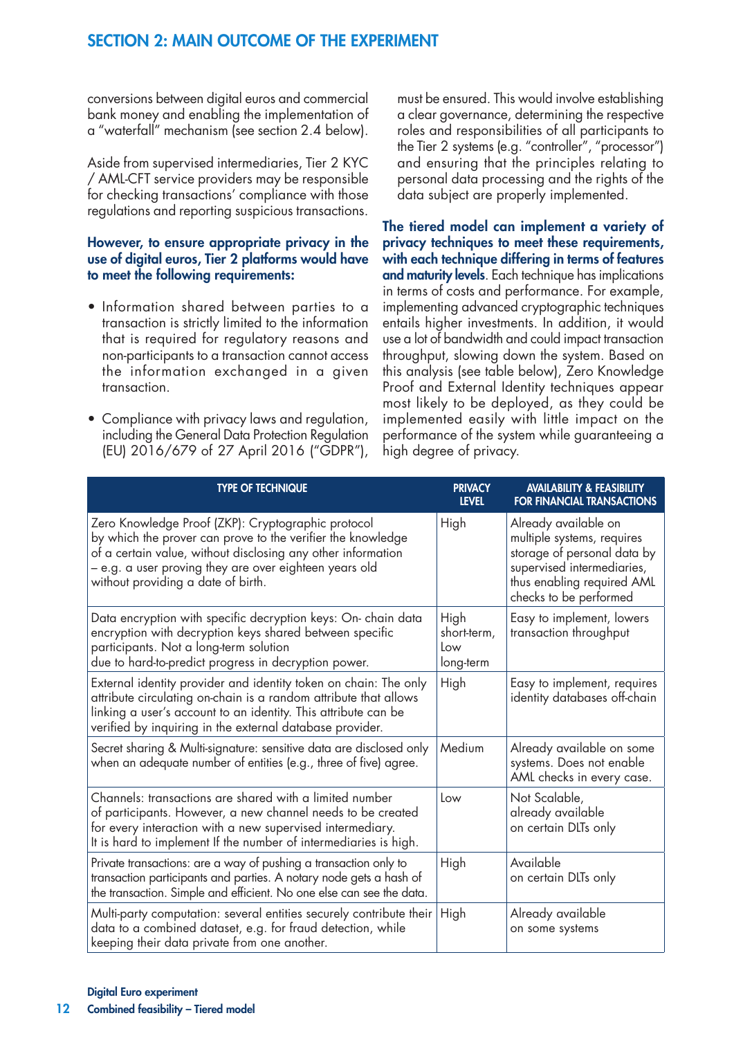conversions between digital euros and commercial bank money and enabling the implementation of a "waterfall" mechanism (see section 2.4 below).

Aside from supervised intermediaries, Tier 2 KYC / AML-CFT service providers may be responsible for checking transactions' compliance with those regulations and reporting suspicious transactions.

**However, to ensure appropriate privacy in the use of digital euros, Tier 2 platforms would have to meet the following requirements:**

- Information shared between parties to a transaction is strictly limited to the information that is required for regulatory reasons and non-participants to a transaction cannot access the information exchanged in a given transaction.
- Compliance with privacy laws and regulation, including the General Data Protection Regulation (EU) 2016/679 of 27 April 2016 ("GDPR"), must be ensured. This would involve establishing a clear governance, determining the respective roles and responsibilities of all participants to the Tier 2 systems (e.g. "controller", "processor") and ensuring that the principles relating to personal data processing and the rights of the data subject are properly implemented.

**The tiered model can implement a variety of privacy techniques to meet these requirements, with each technique differing in terms of features and maturity levels**. Each technique has implications in terms of costs and performance. For example, implementing advanced cryptographic techniques entails higher investments. In addition, it would use a lot of bandwidth and could impact transaction throughput, slowing down the system. Based on this analysis (see table below), Zero Knowledge Proof and External Identity techniques appear most likely to be deployed, as they could be implemented easily with little impact on the performance of the system while guaranteeing a high degree of privacy.

| TYPE OF TECHNIQUE | PRIVACY LEVEL | AVAILABILITY & FEASIBILITY FOR FINANCIAL TRANSACTIONS |
|---|---|---|
| Zero Knowledge Proof (ZKP): Cryptographic protocol by which the prover can prove to the verifier the knowledge of a certain value, without disclosing any other information – e.g. a user proving they are over eighteen years old without providing a date of birth. | High | Already available on multiple systems, requires storage of personal data by supervised intermediaries, thus enabling required AML checks to be performed |
| Data encryption with specific decryption keys: On- chain data encryption with decryption keys shared between specific participants. Not a long-term solution due to hard-to-predict progress in decryption power. | High short-term, Low long-term | Easy to implement, lowers transaction throughput |
| External identity provider and identity token on chain: The only attribute circulating on-chain is a random attribute that allows linking a user's account to an identity. This attribute can be verified by inquiring in the external database provider. | High | Easy to implement, requires identity databases off-chain |
| Secret sharing & Multi-signature: sensitive data are disclosed only when an adequate number of entities (e.g., three of five) agree. | Medium | Already available on some systems. Does not enable AML checks in every case. |
| Channels: transactions are shared with a limited number of participants. However, a new channel needs to be created for every interaction with a new supervised intermediary. It is hard to implement If the number of intermediaries is high. | Low | Not Scalable, already available on certain DLTs only |
| Private transactions: are a way of pushing a transaction only to transaction participants and parties. A notary node gets a hash of the transaction. Simple and efficient. No one else can see the data. | High | Available on certain DLTs only |
| Multi-party computation: several entities securely contribute their data to a combined dataset, e.g. for fraud detection, while keeping their data private from one another. | High | Already available on some systems |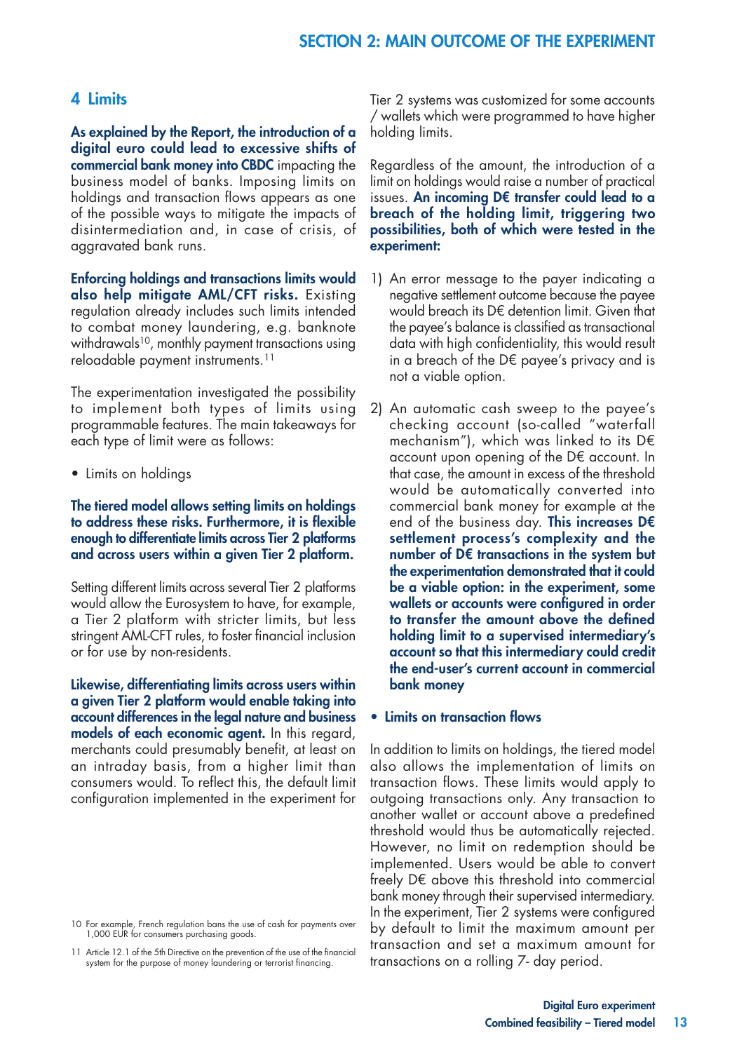## 4 Limits

**As explained by the Report, the introduction of a digital euro could lead to excessive shifts of commercial bank money into CBDC** impacting the business model of banks. Imposing limits on holdings and transaction flows appears as one of the possible ways to mitigate the impacts of disintermediation and, in case of crisis, of aggravated bank runs.

**Enforcing holdings and transactions limits would also help mitigate AML/CFT risks.** Existing regulation already includes such limits intended to combat money laundering, e.g. banknote withdrawals[10], monthly payment transactions using reloadable payment instruments.[11]

The experimentation investigated the possibility to implement both types of limits using programmable features. The main takeaways for each type of limit were as follows:

- Limits on holdings

**The tiered model allows setting limits on holdings to address these risks. Furthermore, it is flexible enough to differentiate limits across Tier 2 platforms and across users within a given Tier 2 platform.**

Setting different limits across several Tier 2 platforms would allow the Eurosystem to have, for example, a Tier 2 platform with stricter limits, but less stringent AML-CFT rules, to foster financial inclusion or for use by non-residents.

**Likewise, differentiating limits across users within a given Tier 2 platform would enable taking into account differences in the legal nature and business models of each economic agent.** In this regard, merchants could presumably benefit, at least on an intraday basis, from a higher limit than consumers would. To reflect this, the default limit configuration implemented in the experiment for Tier 2 systems was customized for some accounts / wallets which were programmed to have higher holding limits.

Regardless of the amount, the introduction of a limit on holdings would raise a number of practical issues. **An incoming D€ transfer could lead to a breach of the holding limit, triggering two possibilities, both of which were tested in the experiment:**

1) An error message to the payer indicating a negative settlement outcome because the payee would breach its D€ detention limit. Given that the payee's balance is classified as transactional data with high confidentiality, this would result in a breach of the D€ payee's privacy and is not a viable option.

2) An automatic cash sweep to the payee's checking account (so-called "waterfall mechanism"), which was linked to its D€ account upon opening of the D€ account. In that case, the amount in excess of the threshold would be automatically converted into commercial bank money for example at the end of the business day. **This increases D€ settlement process's complexity and the number of D€ transactions in the system but the experimentation demonstrated that it could be a viable option: in the experiment, some wallets or accounts were configured in order to transfer the amount above the defined holding limit to a supervised intermediary's account so that this intermediary could credit the end-user's current account in commercial bank money**

- **Limits on transaction flows**

In addition to limits on holdings, the tiered model also allows the implementation of limits on transaction flows. These limits would apply to outgoing transactions only. Any transaction to another wallet or account above a predefined threshold would thus be automatically rejected. However, no limit on redemption should be implemented. Users would be able to convert freely D€ above this threshold into commercial bank money through their supervised intermediary. In the experiment, Tier 2 systems were configured by default to limit the maximum amount per transaction and set a maximum amount for transactions on a rolling 7- day period.

[10] For example, French regulation bans the use of cash for payments over 1,000 EUR for consumers purchasing goods.

[11] Article 12.1 of the 5th Directive on the prevention of the use of the financial system for the purpose of money laundering or terrorist financing.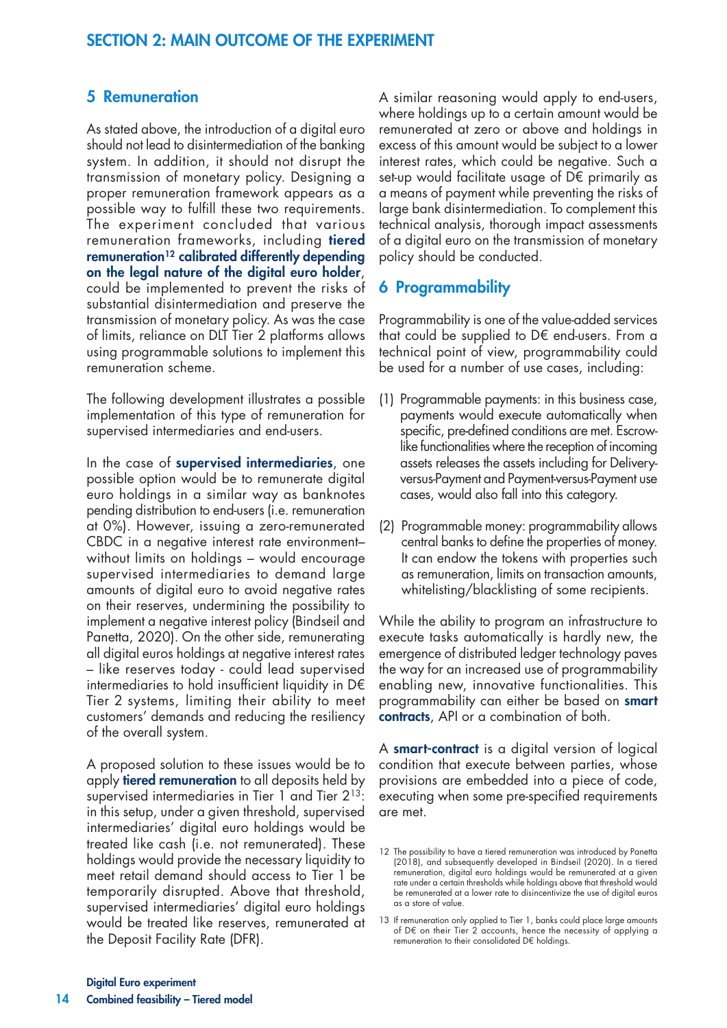## 5 Remuneration

As stated above, the introduction of a digital euro should not lead to disintermediation of the banking system. In addition, it should not disrupt the transmission of monetary policy. Designing a proper remuneration framework appears as a possible way to fulfill these two requirements. The experiment concluded that various remuneration frameworks, including **tiered remuneration[12] calibrated differently depending on the legal nature of the digital euro holder**, could be implemented to prevent the risks of substantial disintermediation and preserve the transmission of monetary policy. As was the case of limits, reliance on DLT Tier 2 platforms allows using programmable solutions to implement this remuneration scheme.

The following development illustrates a possible implementation of this type of remuneration for supervised intermediaries and end-users.

In the case of **supervised intermediaries**, one possible option would be to remunerate digital euro holdings in a similar way as banknotes pending distribution to end-users (i.e. remuneration at 0%). However, issuing a zero-remunerated CBDC in a negative interest rate environment– without limits on holdings – would encourage supervised intermediaries to demand large amounts of digital euro to avoid negative rates on their reserves, undermining the possibility to implement a negative interest policy (Bindseil and Panetta, 2020). On the other side, remunerating all digital euros holdings at negative interest rates – like reserves today - could lead supervised intermediaries to hold insufficient liquidity in D€ Tier 2 systems, limiting their ability to meet customers' demands and reducing the resiliency of the overall system.

A proposed solution to these issues would be to apply **tiered remuneration** to all deposits held by supervised intermediaries in Tier 1 and Tier 2[13]: in this setup, under a given threshold, supervised intermediaries' digital euro holdings would be treated like cash (i.e. not remunerated). These holdings would provide the necessary liquidity to meet retail demand should access to Tier 1 be temporarily disrupted. Above that threshold, supervised intermediaries' digital euro holdings would be treated like reserves, remunerated at the Deposit Facility Rate (DFR).

A similar reasoning would apply to end-users, where holdings up to a certain amount would be remunerated at zero or above and holdings in excess of this amount would be subject to a lower interest rates, which could be negative. Such a set-up would facilitate usage of D€ primarily as a means of payment while preventing the risks of large bank disintermediation. To complement this technical analysis, thorough impact assessments of a digital euro on the transmission of monetary policy should be conducted.

## 6 Programmability

Programmability is one of the value-added services that could be supplied to D€ end-users. From a technical point of view, programmability could be used for a number of use cases, including:

(1) Programmable payments: in this business case, payments would execute automatically when specific, pre-defined conditions are met. Escrow-like functionalities where the reception of incoming assets releases the assets including for Delivery-versus-Payment and Payment-versus-Payment use cases, would also fall into this category.

(2) Programmable money: programmability allows central banks to define the properties of money. It can endow the tokens with properties such as remuneration, limits on transaction amounts, whitelisting/blacklisting of some recipients.

While the ability to program an infrastructure to execute tasks automatically is hardly new, the emergence of distributed ledger technology paves the way for an increased use of programmability enabling new, innovative functionalities. This programmability can either be based on **smart contracts**, API or a combination of both.

A **smart-contract** is a digital version of logical condition that execute between parties, whose provisions are embedded into a piece of code, executing when some pre-specified requirements are met.

12 The possibility to have a tiered remuneration was introduced by Panetta (2018), and subsequently developed in Bindseil (2020). In a tiered remuneration, digital euro holdings would be remunerated at a given rate under a certain thresholds while holdings above that threshold would be remunerated at a lower rate to disincentivize the use of digital euros as a store of value.

13 If remuneration only applied to Tier 1, banks could place large amounts of D€ on their Tier 2 accounts, hence the necessity of applying a remuneration to their consolidated D€ holdings.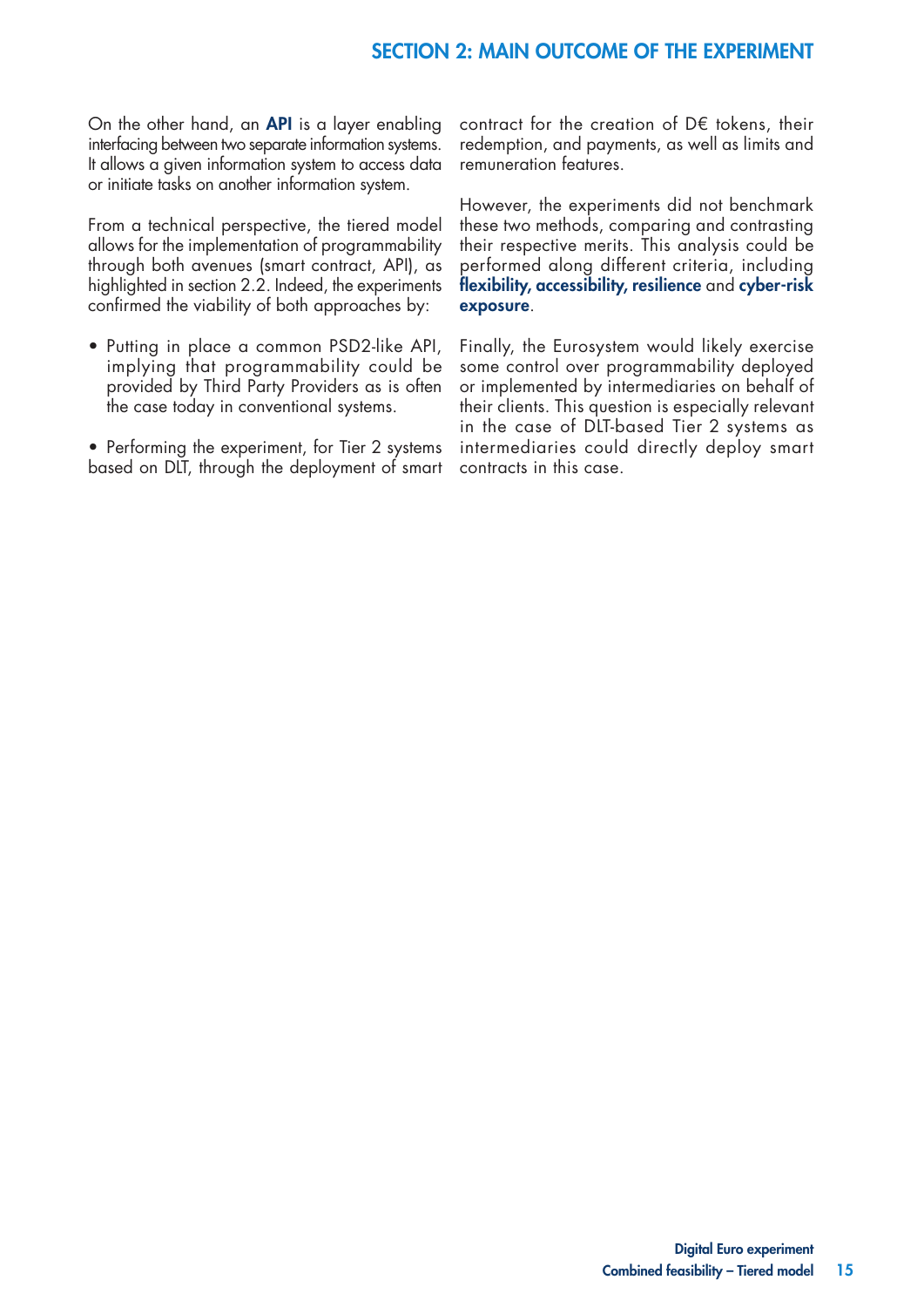On the other hand, an **API** is a layer enabling interfacing between two separate information systems. It allows a given information system to access data or initiate tasks on another information system.

From a technical perspective, the tiered model allows for the implementation of programmability through both avenues (smart contract, API), as highlighted in section 2.2. Indeed, the experiments confirmed the viability of both approaches by:

- Putting in place a common PSD2-like API, implying that programmability could be provided by Third Party Providers as is often the case today in conventional systems.
- Performing the experiment, for Tier 2 systems based on DLT, through the deployment of smart contract for the creation of D€ tokens, their redemption, and payments, as well as limits and remuneration features.

However, the experiments did not benchmark these two methods, comparing and contrasting their respective merits. This analysis could be performed along different criteria, including **flexibility, accessibility, resilience** and **cyber-risk exposure**.

Finally, the Eurosystem would likely exercise some control over programmability deployed or implemented by intermediaries on behalf of their clients. This question is especially relevant in the case of DLT-based Tier 2 systems as intermediaries could directly deploy smart contracts in this case.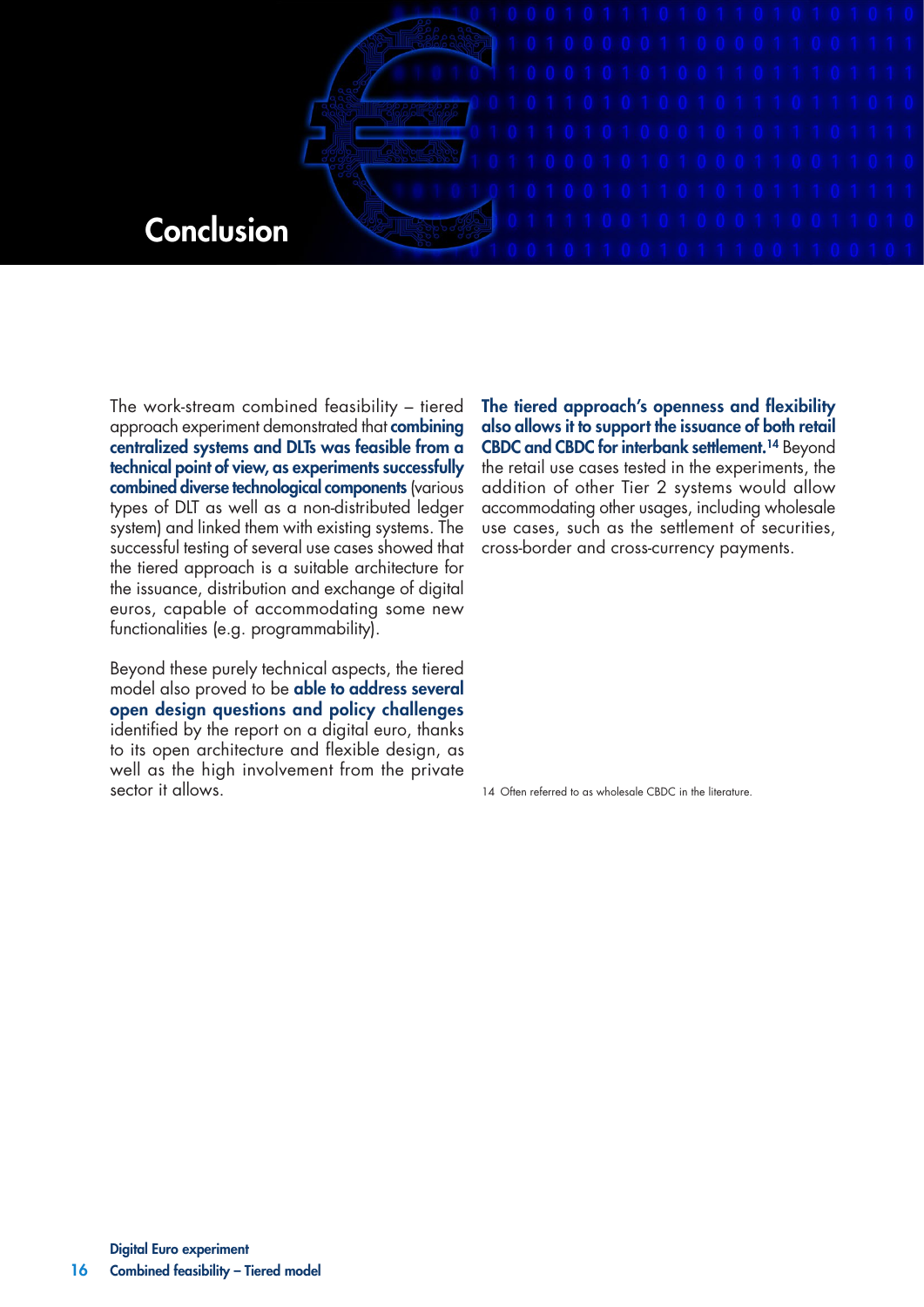# Conclusion

The work-stream combined feasibility – tiered approach experiment demonstrated that **combining centralized systems and DLTs was feasible from a technical point of view, as experiments successfully combined diverse technological components** (various types of DLT as well as a non-distributed ledger system) and linked them with existing systems. The successful testing of several use cases showed that the tiered approach is a suitable architecture for the issuance, distribution and exchange of digital euros, capable of accommodating some new functionalities (e.g. programmability).

Beyond these purely technical aspects, the tiered model also proved to be **able to address several open design questions and policy challenges** identified by the report on a digital euro, thanks to its open architecture and flexible design, as well as the high involvement from the private sector it allows.

**The tiered approach's openness and flexibility also allows it to support the issuance of both retail CBDC and CBDC for interbank settlement.**[14] Beyond the retail use cases tested in the experiments, the addition of other Tier 2 systems would allow accommodating other usages, including wholesale use cases, such as the settlement of securities, cross-border and cross-currency payments.

14 Often referred to as wholesale CBDC in the literature.